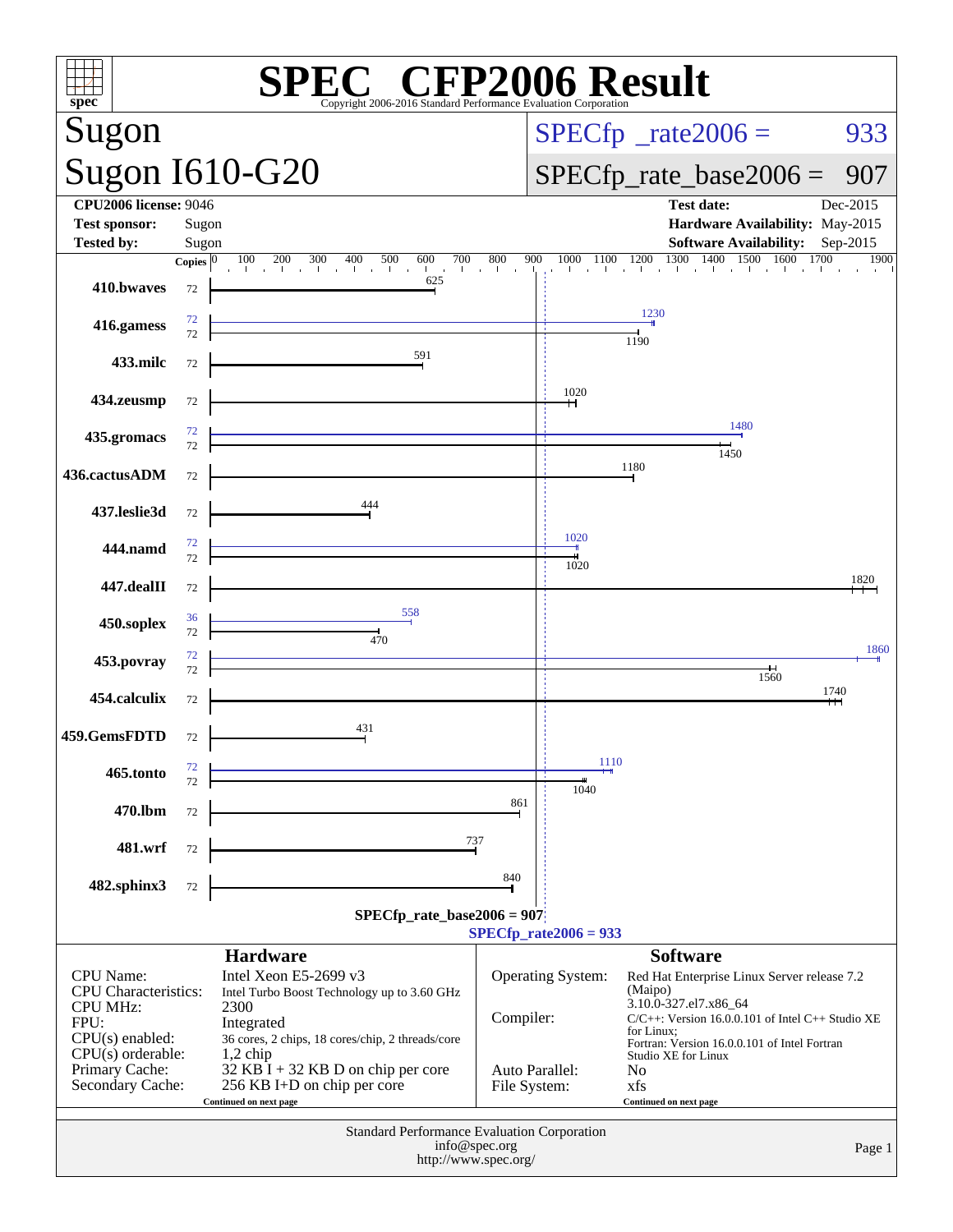# SPEC CFP2006 Result

Copyright 2006-2016 Standard Performance Evaluation Corporation

## Sugon
## Sugon I610-G20

SPECfp_rate2006 = 933

SPECfp_rate_base2006 = 907

| | | | |
|---|---|---|---|
| **CPU2006 license:** 9046 | | **Test date:** | Dec-2015 |
| **Test sponsor:** | Sugon | **Hardware Availability:** | May-2015 |
| **Tested by:** | Sugon | **Software Availability:** | Sep-2015 |

| Benchmark | Copies (peak) | Peak | Copies (base) | Base |
|---|---|---|---|---|
| 410.bwaves | | | 72 | 625 |
| 416.gamess | 72 | 1230 | 72 | 1190 |
| 433.milc | | | 72 | 591 |
| 434.zeusmp | | | 72 | 1020 |
| 435.gromacs | 72 | 1480 | 72 | 1450 |
| 436.cactusADM | | | 72 | 1180 |
| 437.leslie3d | | | 72 | 444 |
| 444.namd | 72 | 1020 | 72 | 1020 |
| 447.dealII | | | 72 | 1820 |
| 450.soplex | 36 | 558 | 72 | 470 |
| 453.povray | 72 | 1860 | 72 | 1560 |
| 454.calculix | | | 72 | 1740 |
| 459.GemsFDTD | | | 72 | 431 |
| 465.tonto | 72 | 1110 | 72 | 1040 |
| 470.lbm | | | 72 | 861 |
| 481.wrf | | | 72 | 737 |
| 482.sphinx3 | | | 72 | 840 |

SPECfp_rate_base2006 = 907

SPECfp_rate2006 = 933

## Hardware

| | |
|---|---|
| CPU Name: | Intel Xeon E5-2699 v3 |
| CPU Characteristics: | Intel Turbo Boost Technology up to 3.60 GHz |
| CPU MHz: | 2300 |
| FPU: | Integrated |
| CPU(s) enabled: | 36 cores, 2 chips, 18 cores/chip, 2 threads/core |
| CPU(s) orderable: | 1,2 chip |
| Primary Cache: | 32 KB I + 32 KB D on chip per core |
| Secondary Cache: | 256 KB I+D on chip per core |

Continued on next page

## Software

| | |
|---|---|
| Operating System: | Red Hat Enterprise Linux Server release 7.2 (Maipo) 3.10.0-327.el7.x86_64 |
| Compiler: | C/C++: Version 16.0.0.101 of Intel C++ Studio XE for Linux; Fortran: Version 16.0.0.101 of Intel Fortran Studio XE for Linux |
| Auto Parallel: | No |
| File System: | xfs |

Continued on next page

Standard Performance Evaluation Corporation
info@spec.org
http://www.spec.org/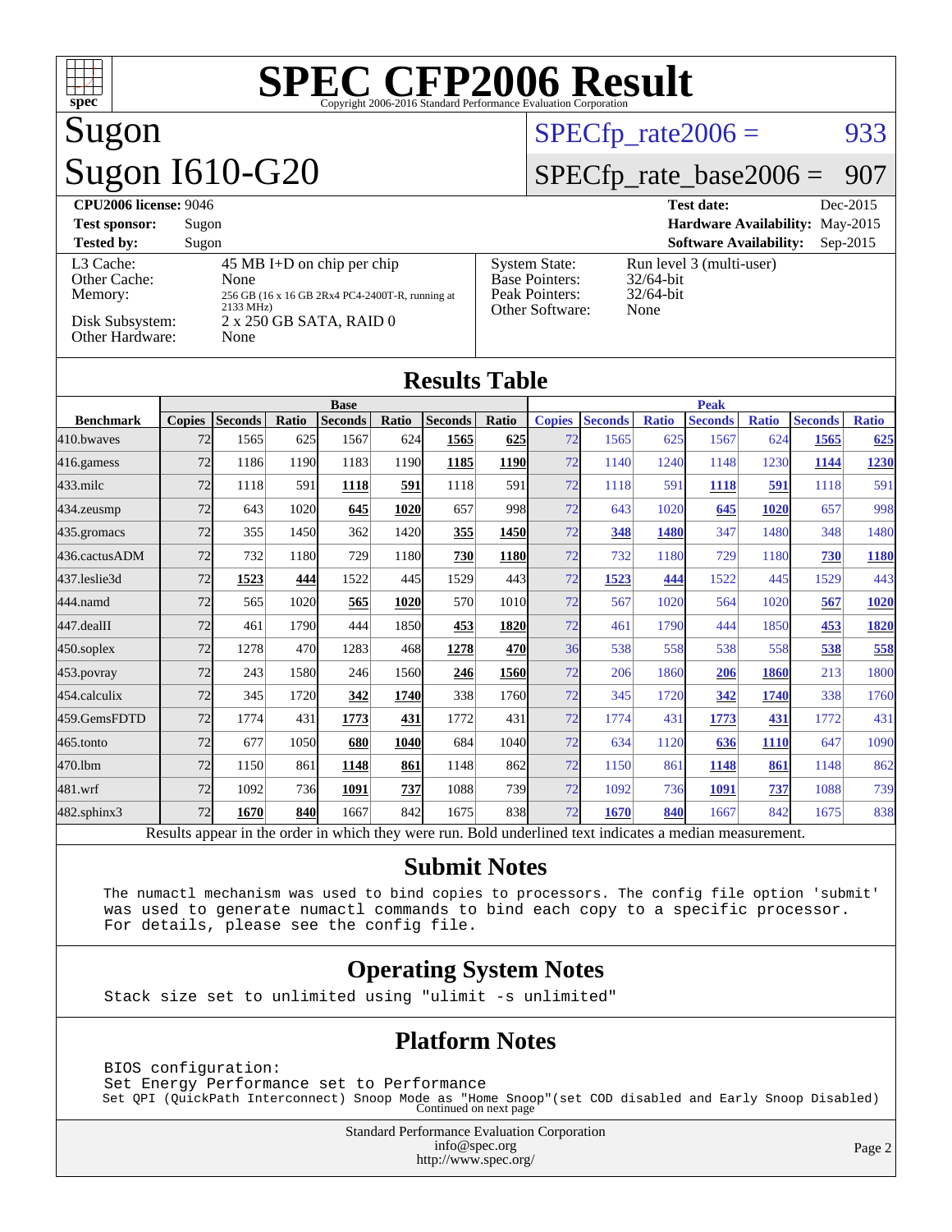# SPEC CFP2006 Result

Copyright 2006-2016 Standard Performance Evaluation Corporation

## Sugon

## Sugon I610-G20

SPECfp_rate2006 = 933

SPECfp_rate_base2006 = 907

**CPU2006 license:** 9046
**Test sponsor:** Sugon
**Tested by:** Sugon

**Test date:** Dec-2015
**Hardware Availability:** May-2015
**Software Availability:** Sep-2015

| | |
|---|---|
| L3 Cache: | 45 MB I+D on chip per chip |
| Other Cache: | None |
| Memory: | 256 GB (16 x 16 GB 2Rx4 PC4-2400T-R, running at 2133 MHz) |
| Disk Subsystem: | 2 x 250 GB SATA, RAID 0 |
| Other Hardware: | None |

| | |
|---|---|
| System State: | Run level 3 (multi-user) |
| Base Pointers: | 32/64-bit |
| Peak Pointers: | 32/64-bit |
| Other Software: | None |

## Results Table

| | Base | | | | | | | Peak | | | | | | |
|---|---|---|---|---|---|---|---|---|---|---|---|---|---|---|
| **Benchmark** | **Copies** | **Seconds** | **Ratio** | **Seconds** | **Ratio** | **Seconds** | **Ratio** | **Copies** | **Seconds** | **Ratio** | **Seconds** | **Ratio** | **Seconds** | **Ratio** |
| 410.bwaves | 72 | 1565 | 625 | 1567 | 624 | **1565** | **625** | 72 | 1565 | 625 | 1567 | 624 | **1565** | **625** |
| 416.gamess | 72 | 1186 | 1190 | 1183 | 1190 | **1185** | **1190** | 72 | 1140 | 1240 | 1148 | 1230 | **1144** | **1230** |
| 433.milc | 72 | 1118 | 591 | **1118** | **591** | 1118 | 591 | 72 | 1118 | 591 | **1118** | **591** | 1118 | 591 |
| 434.zeusmp | 72 | 643 | 1020 | **645** | **1020** | 657 | 998 | 72 | 643 | 1020 | **645** | **1020** | 657 | 998 |
| 435.gromacs | 72 | 355 | 1450 | 362 | 1420 | **355** | **1450** | 72 | **348** | **1480** | 347 | 1480 | 348 | 1480 |
| 436.cactusADM | 72 | 732 | 1180 | 729 | 1180 | **730** | **1180** | 72 | 732 | 1180 | 729 | 1180 | **730** | **1180** |
| 437.leslie3d | 72 | **1523** | **444** | 1522 | 445 | 1529 | 443 | 72 | **1523** | **444** | 1522 | 445 | 1529 | 443 |
| 444.namd | 72 | 565 | 1020 | **565** | **1020** | 570 | 1010 | 72 | 567 | 1020 | 564 | 1020 | **567** | **1020** |
| 447.dealII | 72 | 461 | 1790 | 444 | 1850 | **453** | **1820** | 72 | 461 | 1790 | 444 | 1850 | **453** | **1820** |
| 450.soplex | 72 | 1278 | 470 | 1283 | 468 | **1278** | **470** | 36 | 538 | 558 | 538 | 558 | **538** | **558** |
| 453.povray | 72 | 243 | 1580 | 246 | 1560 | **246** | **1560** | 72 | 206 | 1860 | **206** | **1860** | 213 | 1800 |
| 454.calculix | 72 | 345 | 1720 | **342** | **1740** | 338 | 1760 | 72 | 345 | 1720 | **342** | **1740** | 338 | 1760 |
| 459.GemsFDTD | 72 | 1774 | 431 | **1773** | **431** | 1772 | 431 | 72 | 1774 | 431 | **1773** | **431** | 1772 | 431 |
| 465.tonto | 72 | 677 | 1050 | **680** | **1040** | 684 | 1040 | 72 | 634 | 1120 | **636** | **1110** | 647 | 1090 |
| 470.lbm | 72 | 1150 | 861 | **1148** | **861** | 1148 | 862 | 72 | 1150 | 861 | **1148** | **861** | 1148 | 862 |
| 481.wrf | 72 | 1092 | 736 | **1091** | **737** | 1088 | 739 | 72 | 1092 | 736 | **1091** | **737** | 1088 | 739 |
| 482.sphinx3 | 72 | **1670** | **840** | 1667 | 842 | 1675 | 838 | 72 | **1670** | **840** | 1667 | 842 | 1675 | 838 |

Results appear in the order in which they were run. Bold underlined text indicates a median measurement.

## Submit Notes

```
The numactl mechanism was used to bind copies to processors. The config file option 'submit'
was used to generate numactl commands to bind each copy to a specific processor.
For details, please see the config file.
```

## Operating System Notes

```
Stack size set to unlimited using "ulimit -s unlimited"
```

## Platform Notes

```
BIOS configuration:
Set Energy Performance set to Performance
Set QPI (QuickPath Interconnect) Snoop Mode as "Home Snoop"(set COD disabled and Early Snoop Disabled)
```

Continued on next page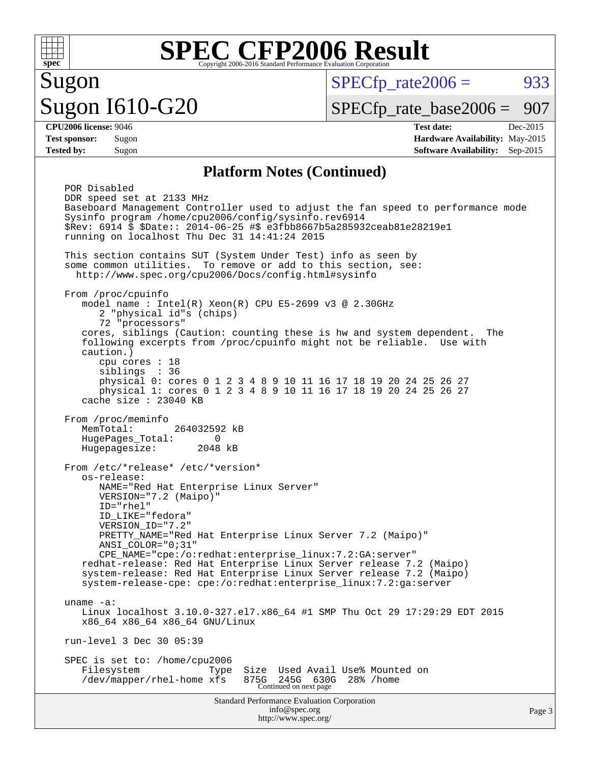# SPEC CFP2006 Result

Copyright 2006-2016 Standard Performance Evaluation Corporation

**Sugon**

**Sugon I610-G20**

SPECfp_rate2006 = 933

SPECfp_rate_base2006 = 907

| | | | |
|---|---|---|---|
| **CPU2006 license:** 9046 | | **Test date:** | Dec-2015 |
| **Test sponsor:** | Sugon | **Hardware Availability:** | May-2015 |
| **Tested by:** | Sugon | **Software Availability:** | Sep-2015 |

## Platform Notes (Continued)

```
POR Disabled
DDR speed set at 2133 MHz
Baseboard Management Controller used to adjust the fan speed to performance mode
Sysinfo program /home/cpu2006/config/sysinfo.rev6914
$Rev: 6914 $ $Date:: 2014-06-25 #$ e3fbb8667b5a285932ceab81e28219e1
running on localhost Thu Dec 31 14:41:24 2015

This section contains SUT (System Under Test) info as seen by
some common utilities.  To remove or add to this section, see:
  http://www.spec.org/cpu2006/Docs/config.html#sysinfo

From /proc/cpuinfo
   model name : Intel(R) Xeon(R) CPU E5-2699 v3 @ 2.30GHz
      2 "physical id"s (chips)
      72 "processors"
   cores, siblings (Caution: counting these is hw and system dependent.  The
   following excerpts from /proc/cpuinfo might not be reliable.  Use with
   caution.)
      cpu cores : 18
      siblings  : 36
      physical 0: cores 0 1 2 3 4 8 9 10 11 16 17 18 19 20 24 25 26 27
      physical 1: cores 0 1 2 3 4 8 9 10 11 16 17 18 19 20 24 25 26 27
   cache size : 23040 KB

From /proc/meminfo
   MemTotal:       264032592 kB
   HugePages_Total:       0
   Hugepagesize:       2048 kB

From /etc/*release* /etc/*version*
   os-release:
      NAME="Red Hat Enterprise Linux Server"
      VERSION="7.2 (Maipo)"
      ID="rhel"
      ID_LIKE="fedora"
      VERSION_ID="7.2"
      PRETTY_NAME="Red Hat Enterprise Linux Server 7.2 (Maipo)"
      ANSI_COLOR="0;31"
      CPE_NAME="cpe:/o:redhat:enterprise_linux:7.2:GA:server"
   redhat-release: Red Hat Enterprise Linux Server release 7.2 (Maipo)
   system-release: Red Hat Enterprise Linux Server release 7.2 (Maipo)
   system-release-cpe: cpe:/o:redhat:enterprise_linux:7.2:ga:server

uname -a:
   Linux localhost 3.10.0-327.el7.x86_64 #1 SMP Thu Oct 29 17:29:29 EDT 2015
   x86_64 x86_64 x86_64 GNU/Linux

run-level 3 Dec 30 05:39

SPEC is set to: /home/cpu2006
   Filesystem            Type  Size  Used Avail Use% Mounted on
   /dev/mapper/rhel-home xfs   875G  245G  630G  28% /home
```

Continued on next page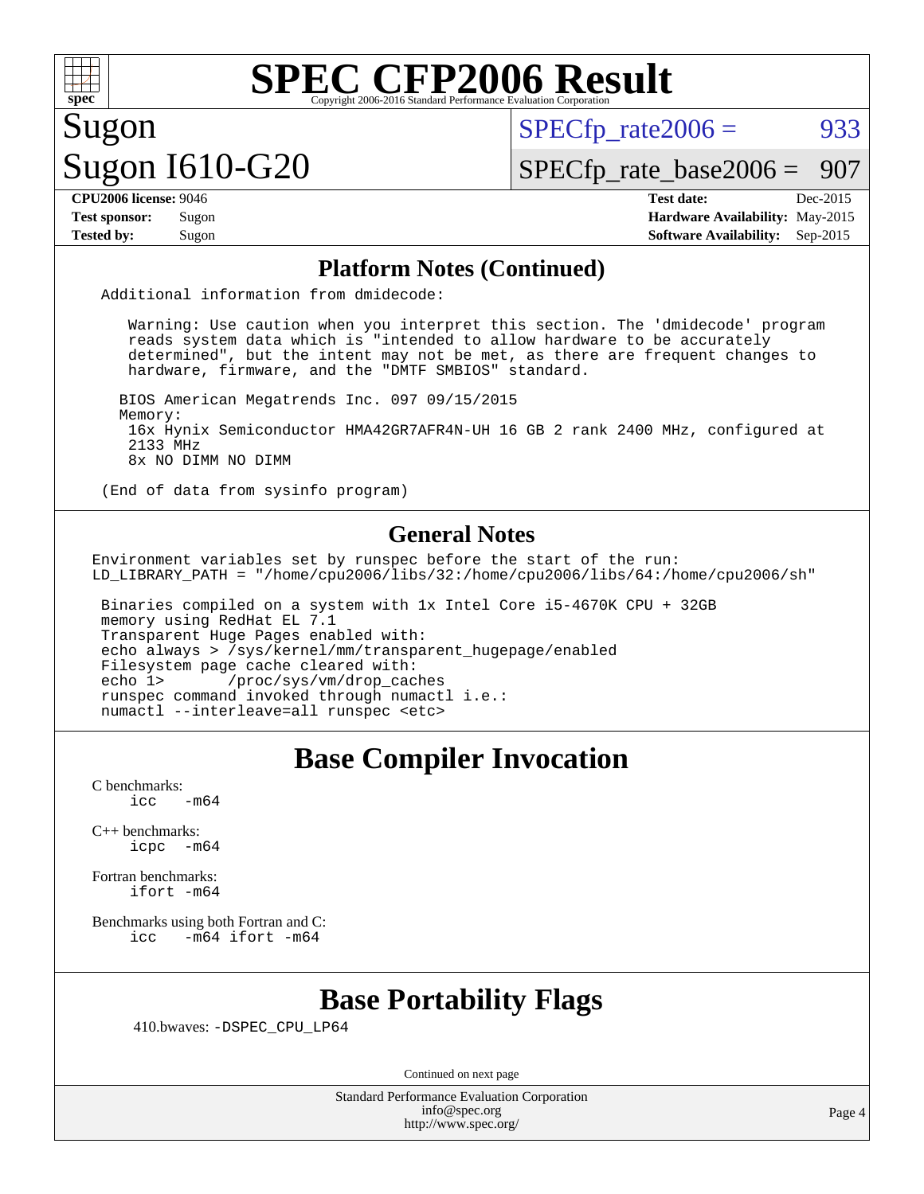# SPEC CFP2006 Result

Copyright 2006-2016 Standard Performance Evaluation Corporation

**Sugon**
**Sugon I610-G20**

SPECfp_rate2006 = 933
SPECfp_rate_base2006 = 907

| | | | |
|---|---|---|---|
| **CPU2006 license:** 9046 | | **Test date:** | Dec-2015 |
| **Test sponsor:** | Sugon | **Hardware Availability:** | May-2015 |
| **Tested by:** | Sugon | **Software Availability:** | Sep-2015 |

## Platform Notes (Continued)

```
Additional information from dmidecode:

   Warning: Use caution when you interpret this section. The 'dmidecode' program
   reads system data which is "intended to allow hardware to be accurately
   determined", but the intent may not be met, as there are frequent changes to
   hardware, firmware, and the "DMTF SMBIOS" standard.

  BIOS American Megatrends Inc. 097 09/15/2015
  Memory:
   16x Hynix Semiconductor HMA42GR7AFR4N-UH 16 GB 2 rank 2400 MHz, configured at
   2133 MHz
   8x NO DIMM NO DIMM

(End of data from sysinfo program)
```

## General Notes

```
Environment variables set by runspec before the start of the run:
LD_LIBRARY_PATH = "/home/cpu2006/libs/32:/home/cpu2006/libs/64:/home/cpu2006/sh"

 Binaries compiled on a system with 1x Intel Core i5-4670K CPU + 32GB
 memory using RedHat EL 7.1
 Transparent Huge Pages enabled with:
 echo always > /sys/kernel/mm/transparent_hugepage/enabled
 Filesystem page cache cleared with:
 echo 1>       /proc/sys/vm/drop_caches
 runspec command invoked through numactl i.e.:
 numactl --interleave=all runspec <etc>
```

## Base Compiler Invocation

C benchmarks:
    icc   -m64

C++ benchmarks:
    icpc  -m64

Fortran benchmarks:
    ifort -m64

Benchmarks using both Fortran and C:
    icc   -m64 ifort -m64

## Base Portability Flags

410.bwaves: -DSPEC_CPU_LP64

Continued on next page

Standard Performance Evaluation Corporation
info@spec.org
http://www.spec.org/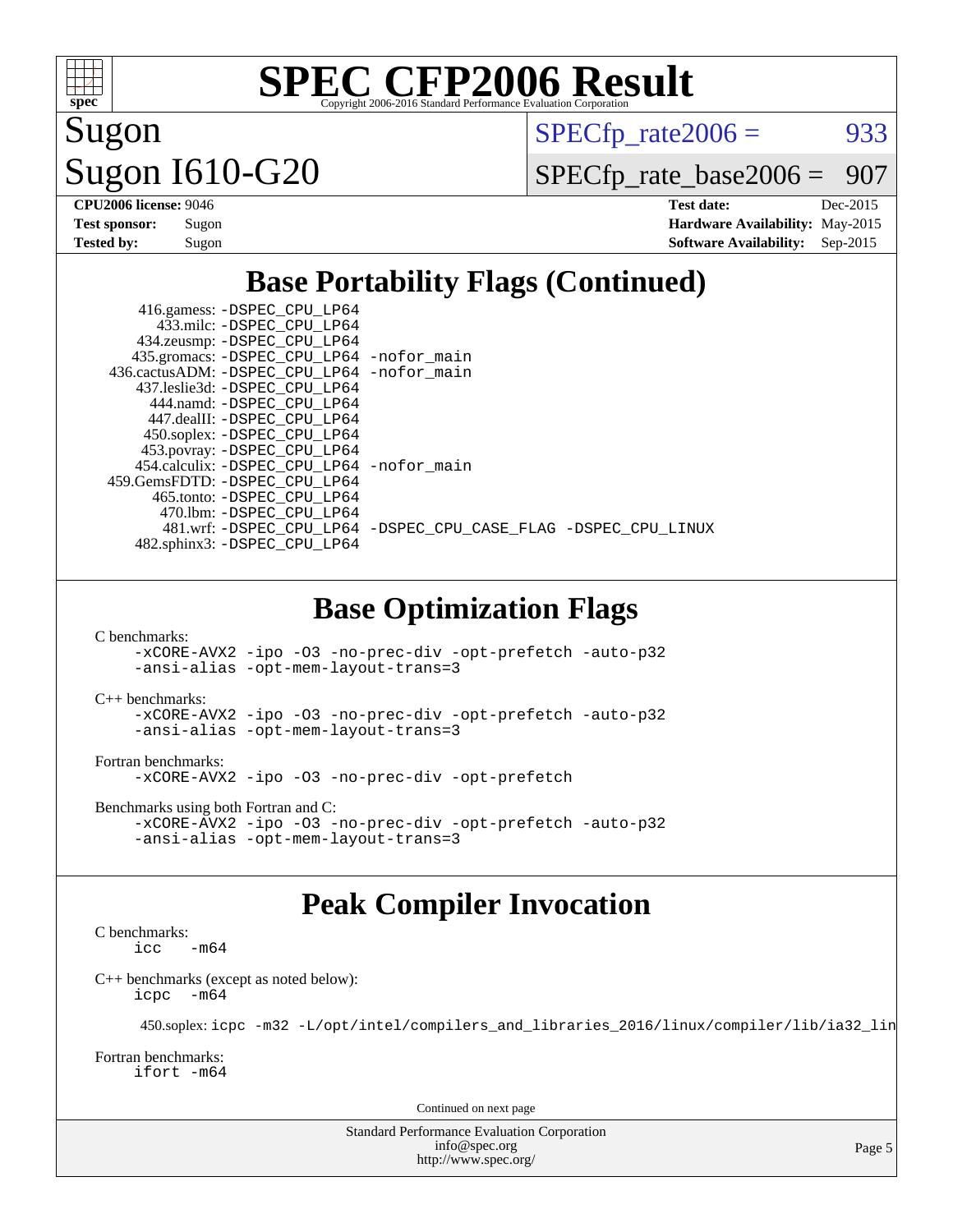Sugon

Sugon I610-G20

SPECfp_rate2006 = 933

SPECfp_rate_base2006 = 907

**CPU2006 license:** 9046
**Test sponsor:** Sugon
**Tested by:** Sugon

**Test date:** Dec-2015
**Hardware Availability:** May-2015
**Software Availability:** Sep-2015

## Base Portability Flags (Continued)

416.gamess: -DSPEC_CPU_LP64
433.milc: -DSPEC_CPU_LP64
434.zeusmp: -DSPEC_CPU_LP64
435.gromacs: -DSPEC_CPU_LP64 -nofor_main
436.cactusADM: -DSPEC_CPU_LP64 -nofor_main
437.leslie3d: -DSPEC_CPU_LP64
444.namd: -DSPEC_CPU_LP64
447.dealII: -DSPEC_CPU_LP64
450.soplex: -DSPEC_CPU_LP64
453.povray: -DSPEC_CPU_LP64
454.calculix: -DSPEC_CPU_LP64 -nofor_main
459.GemsFDTD: -DSPEC_CPU_LP64
465.tonto: -DSPEC_CPU_LP64
470.lbm: -DSPEC_CPU_LP64
481.wrf: -DSPEC_CPU_LP64 -DSPEC_CPU_CASE_FLAG -DSPEC_CPU_LINUX
482.sphinx3: -DSPEC_CPU_LP64

## Base Optimization Flags

C benchmarks:
-xCORE-AVX2 -ipo -O3 -no-prec-div -opt-prefetch -auto-p32 -ansi-alias -opt-mem-layout-trans=3

C++ benchmarks:
-xCORE-AVX2 -ipo -O3 -no-prec-div -opt-prefetch -auto-p32 -ansi-alias -opt-mem-layout-trans=3

Fortran benchmarks:
-xCORE-AVX2 -ipo -O3 -no-prec-div -opt-prefetch

Benchmarks using both Fortran and C:
-xCORE-AVX2 -ipo -O3 -no-prec-div -opt-prefetch -auto-p32 -ansi-alias -opt-mem-layout-trans=3

## Peak Compiler Invocation

C benchmarks:
icc -m64

C++ benchmarks (except as noted below):
icpc -m64

450.soplex: icpc -m32 -L/opt/intel/compilers_and_libraries_2016/linux/compiler/lib/ia32_lin

Fortran benchmarks:
ifort -m64

Continued on next page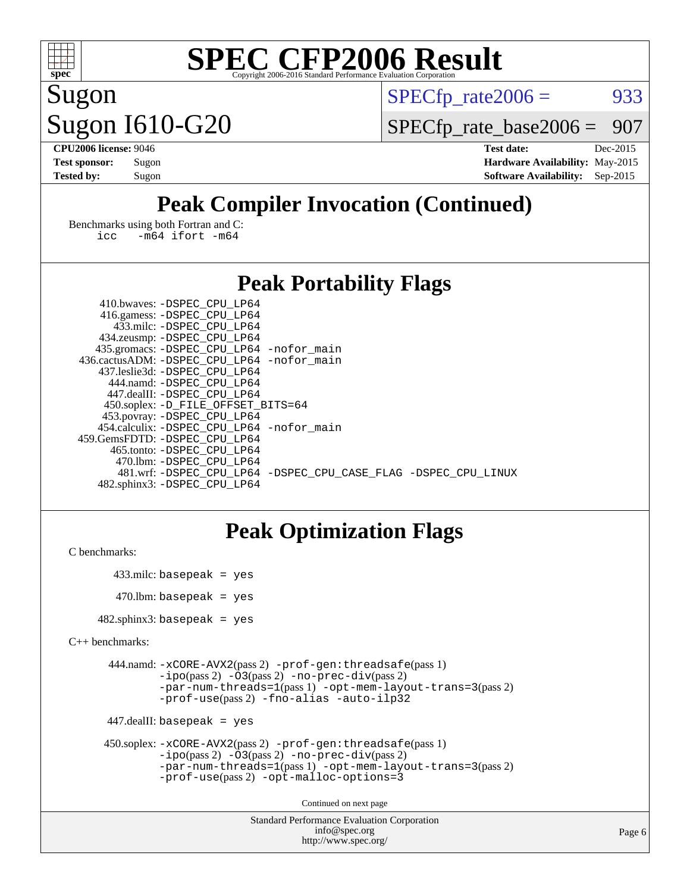# SPEC CFP2006 Result

Copyright 2006-2016 Standard Performance Evaluation Corporation

**Sugon**
**Sugon I610-G20**

SPECfp_rate2006 = 933
SPECfp_rate_base2006 = 907

**CPU2006 license:** 9046
**Test sponsor:** Sugon
**Tested by:** Sugon

**Test date:** Dec-2015
**Hardware Availability:** May-2015
**Software Availability:** Sep-2015

## Peak Compiler Invocation (Continued)

Benchmarks using both Fortran and C:
```
icc   -m64 ifort -m64
```

## Peak Portability Flags

```
     410.bwaves: -DSPEC_CPU_LP64
     416.gamess: -DSPEC_CPU_LP64
       433.milc: -DSPEC_CPU_LP64
     434.zeusmp: -DSPEC_CPU_LP64
    435.gromacs: -DSPEC_CPU_LP64 -nofor_main
 436.cactusADM: -DSPEC_CPU_LP64 -nofor_main
    437.leslie3d: -DSPEC_CPU_LP64
       444.namd: -DSPEC_CPU_LP64
     447.dealII: -DSPEC_CPU_LP64
     450.soplex: -D_FILE_OFFSET_BITS=64
     453.povray: -DSPEC_CPU_LP64
    454.calculix: -DSPEC_CPU_LP64 -nofor_main
 459.GemsFDTD: -DSPEC_CPU_LP64
      465.tonto: -DSPEC_CPU_LP64
        470.lbm: -DSPEC_CPU_LP64
        481.wrf: -DSPEC_CPU_LP64 -DSPEC_CPU_CASE_FLAG -DSPEC_CPU_LINUX
    482.sphinx3: -DSPEC_CPU_LP64
```

## Peak Optimization Flags

C benchmarks:

```
       433.milc: basepeak = yes

        470.lbm: basepeak = yes

    482.sphinx3: basepeak = yes
```

C++ benchmarks:

```
       444.namd: -xCORE-AVX2(pass 2) -prof-gen:threadsafe(pass 1)
                 -ipo(pass 2) -O3(pass 2) -no-prec-div(pass 2)
                 -par-num-threads=1(pass 1) -opt-mem-layout-trans=3(pass 2)
                 -prof-use(pass 2) -fno-alias -auto-ilp32

     447.dealII: basepeak = yes

     450.soplex: -xCORE-AVX2(pass 2) -prof-gen:threadsafe(pass 1)
                 -ipo(pass 2) -O3(pass 2) -no-prec-div(pass 2)
                 -par-num-threads=1(pass 1) -opt-mem-layout-trans=3(pass 2)
                 -prof-use(pass 2) -opt-malloc-options=3
```

Continued on next page

Standard Performance Evaluation Corporation
info@spec.org
http://www.spec.org/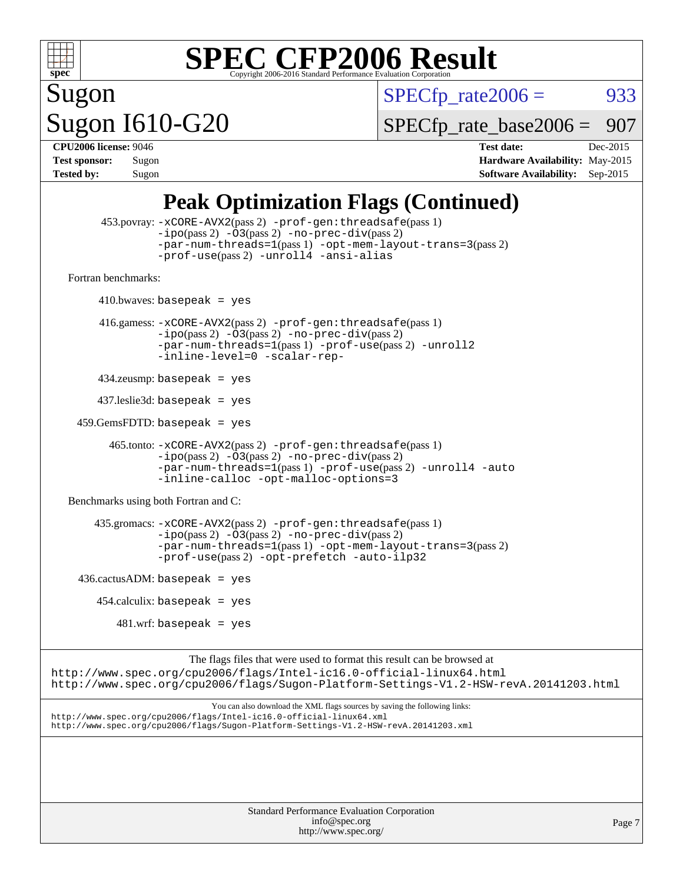# SPEC CFP2006 Result

Copyright 2006-2016 Standard Performance Evaluation Corporation

**Sugon**
**Sugon I610-G20**

SPECfp_rate2006 = 933
SPECfp_rate_base2006 = 907

**CPU2006 license:** 9046
**Test sponsor:** Sugon
**Tested by:** Sugon

**Test date:** Dec-2015
**Hardware Availability:** May-2015
**Software Availability:** Sep-2015

## Peak Optimization Flags (Continued)

453.povray: `-xCORE-AVX2`(pass 2) `-prof-gen:threadsafe`(pass 1) `-ipo`(pass 2) `-O3`(pass 2) `-no-prec-div`(pass 2) `-par-num-threads=1`(pass 1) `-opt-mem-layout-trans=3`(pass 2) `-prof-use`(pass 2) `-unroll4` `-ansi-alias`

Fortran benchmarks:

410.bwaves: `basepeak = yes`

416.gamess: `-xCORE-AVX2`(pass 2) `-prof-gen:threadsafe`(pass 1) `-ipo`(pass 2) `-O3`(pass 2) `-no-prec-div`(pass 2) `-par-num-threads=1`(pass 1) `-prof-use`(pass 2) `-unroll2` `-inline-level=0` `-scalar-rep-`

434.zeusmp: `basepeak = yes`

437.leslie3d: `basepeak = yes`

459.GemsFDTD: `basepeak = yes`

465.tonto: `-xCORE-AVX2`(pass 2) `-prof-gen:threadsafe`(pass 1) `-ipo`(pass 2) `-O3`(pass 2) `-no-prec-div`(pass 2) `-par-num-threads=1`(pass 1) `-prof-use`(pass 2) `-unroll4` `-auto` `-inline-calloc` `-opt-malloc-options=3`

Benchmarks using both Fortran and C:

435.gromacs: `-xCORE-AVX2`(pass 2) `-prof-gen:threadsafe`(pass 1) `-ipo`(pass 2) `-O3`(pass 2) `-no-prec-div`(pass 2) `-par-num-threads=1`(pass 1) `-opt-mem-layout-trans=3`(pass 2) `-prof-use`(pass 2) `-opt-prefetch` `-auto-ilp32`

436.cactusADM: `basepeak = yes`

454.calculix: `basepeak = yes`

481.wrf: `basepeak = yes`

The flags files that were used to format this result can be browsed at
http://www.spec.org/cpu2006/flags/Intel-ic16.0-official-linux64.html
http://www.spec.org/cpu2006/flags/Sugon-Platform-Settings-V1.2-HSW-revA.20141203.html

You can also download the XML flags sources by saving the following links:
http://www.spec.org/cpu2006/flags/Intel-ic16.0-official-linux64.xml
http://www.spec.org/cpu2006/flags/Sugon-Platform-Settings-V1.2-HSW-revA.20141203.xml

Standard Performance Evaluation Corporation
info@spec.org
http://www.spec.org/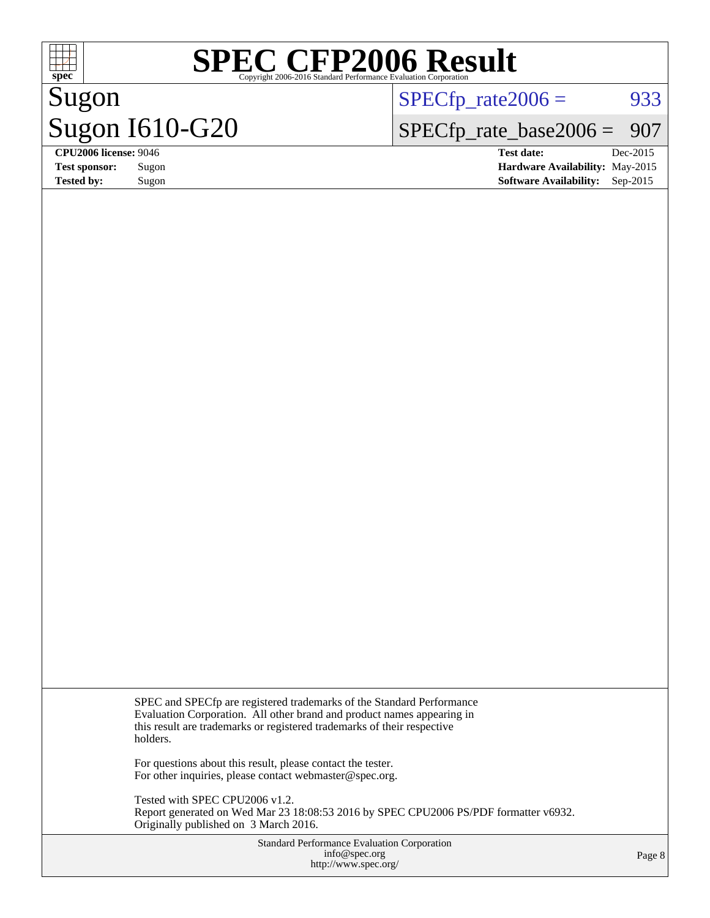# SPEC CFP2006 Result

Copyright 2006-2016 Standard Performance Evaluation Corporation

## Sugon
## Sugon I610-G20

SPECfp_rate2006 = 933

SPECfp_rate_base2006 = 907

**CPU2006 license:** 9046
**Test sponsor:** Sugon
**Tested by:** Sugon

**Test date:** Dec-2015
**Hardware Availability:** May-2015
**Software Availability:** Sep-2015

SPEC and SPECfp are registered trademarks of the Standard Performance Evaluation Corporation. All other brand and product names appearing in this result are trademarks or registered trademarks of their respective holders.

For questions about this result, please contact the tester.
For other inquiries, please contact webmaster@spec.org.

Tested with SPEC CPU2006 v1.2.
Report generated on Wed Mar 23 18:08:53 2016 by SPEC CPU2006 PS/PDF formatter v6932.
Originally published on 3 March 2016.